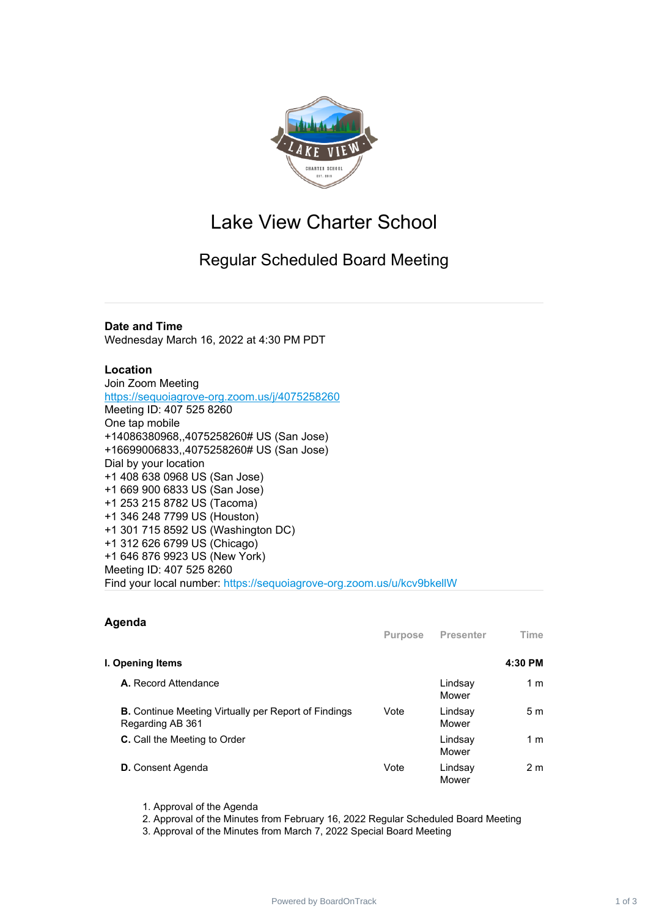# Lake View Charter School

## Regular Scheduled Board Meeting

**Date and Time**
Wednesday March 16, 2022 at 4:30 PM PDT

**Location**
Join Zoom Meeting
https://sequoiagrove-org.zoom.us/j/4075258260
Meeting ID: 407 525 8260
One tap mobile
+14086380968,,4075258260# US (San Jose)
+16699006833,,4075258260# US (San Jose)
Dial by your location
+1 408 638 0968 US (San Jose)
+1 669 900 6833 US (San Jose)
+1 253 215 8782 US (Tacoma)
+1 346 248 7799 US (Houston)
+1 301 715 8592 US (Washington DC)
+1 312 626 6799 US (Chicago)
+1 646 876 9923 US (New York)
Meeting ID: 407 525 8260
Find your local number: https://sequoiagrove-org.zoom.us/u/kcv9bkellW

## Agenda

| | Purpose | Presenter | Time |
|---|---|---|---|
| **I. Opening Items** | | | **4:30 PM** |
| **A.** Record Attendance | | Lindsay Mower | 1 m |
| **B.** Continue Meeting Virtually per Report of Findings Regarding AB 361 | Vote | Lindsay Mower | 5 m |
| **C.** Call the Meeting to Order | | Lindsay Mower | 1 m |
| **D.** Consent Agenda | Vote | Lindsay Mower | 2 m |

1. Approval of the Agenda
2. Approval of the Minutes from February 16, 2022 Regular Scheduled Board Meeting
3. Approval of the Minutes from March 7, 2022 Special Board Meeting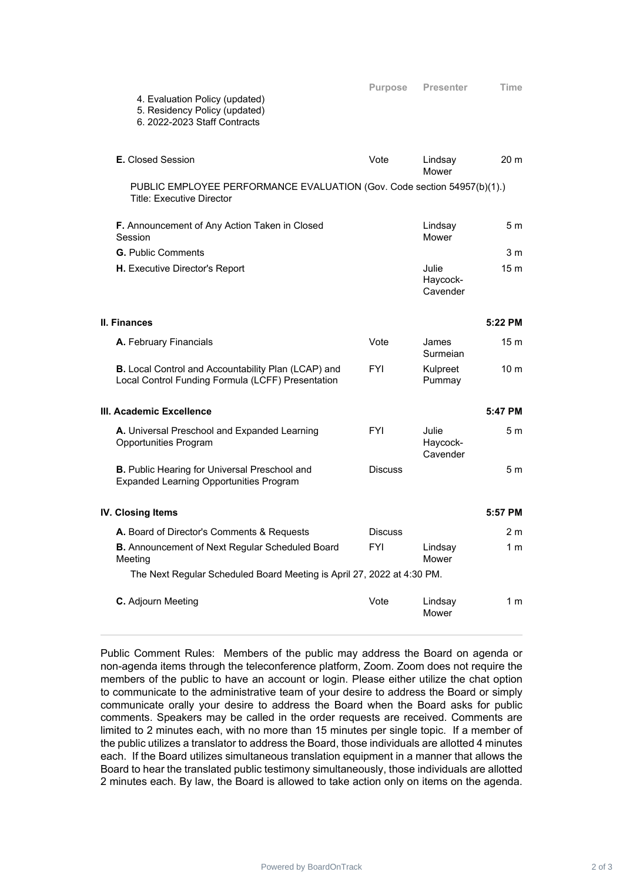| | Purpose | Presenter | Time |
|---|---|---|---|
| 4. Evaluation Policy (updated)<br>5. Residency Policy (updated)<br>6. 2022-2023 Staff Contracts | | | |
| **E.** Closed Session | Vote | Lindsay Mower | 20 m |
| PUBLIC EMPLOYEE PERFORMANCE EVALUATION (Gov. Code section 54957(b)(1).) Title: Executive Director | | | |
| **F.** Announcement of Any Action Taken in Closed Session | | Lindsay Mower | 5 m |
| **G.** Public Comments | | | 3 m |
| **H.** Executive Director's Report | | Julie Haycock-Cavender | 15 m |
| **II. Finances** | | | **5:22 PM** |
| **A.** February Financials | Vote | James Surmeian | 15 m |
| **B.** Local Control and Accountability Plan (LCAP) and Local Control Funding Formula (LCFF) Presentation | FYI | Kulpreet Pummay | 10 m |
| **III. Academic Excellence** | | | **5:47 PM** |
| **A.** Universal Preschool and Expanded Learning Opportunities Program | FYI | Julie Haycock-Cavender | 5 m |
| **B.** Public Hearing for Universal Preschool and Expanded Learning Opportunities Program | Discuss | | 5 m |
| **IV. Closing Items** | | | **5:57 PM** |
| **A.** Board of Director's Comments & Requests | Discuss | | 2 m |
| **B.** Announcement of Next Regular Scheduled Board Meeting | FYI | Lindsay Mower | 1 m |
| The Next Regular Scheduled Board Meeting is April 27, 2022 at 4:30 PM. | | | |
| **C.** Adjourn Meeting | Vote | Lindsay Mower | 1 m |

---

Public Comment Rules: Members of the public may address the Board on agenda or non-agenda items through the teleconference platform, Zoom. Zoom does not require the members of the public to have an account or login. Please either utilize the chat option to communicate to the administrative team of your desire to address the Board or simply communicate orally your desire to address the Board when the Board asks for public comments. Speakers may be called in the order requests are received. Comments are limited to 2 minutes each, with no more than 15 minutes per single topic. If a member of the public utilizes a translator to address the Board, those individuals are allotted 4 minutes each. If the Board utilizes simultaneous translation equipment in a manner that allows the Board to hear the translated public testimony simultaneously, those individuals are allotted 2 minutes each. By law, the Board is allowed to take action only on items on the agenda.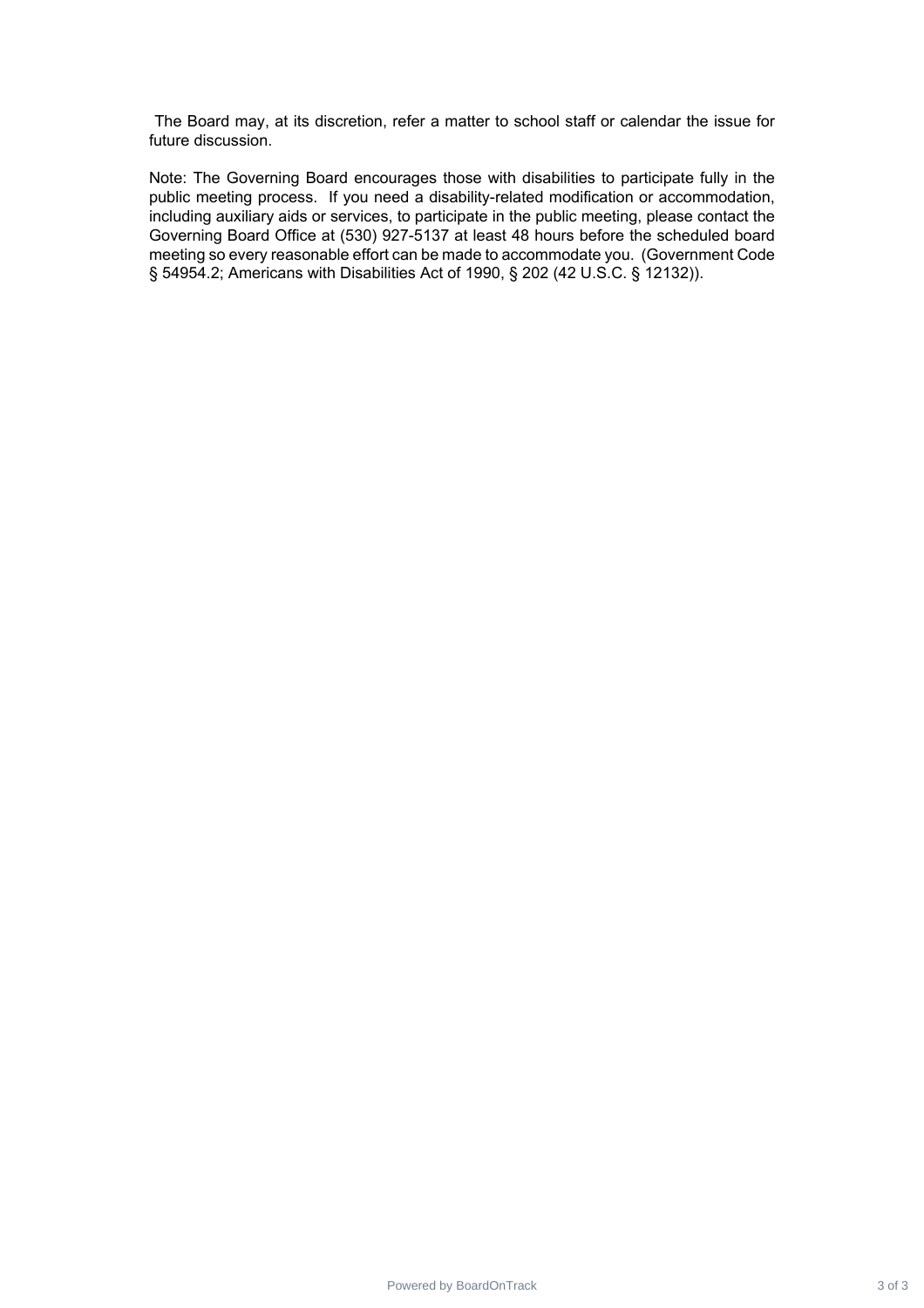The Board may, at its discretion, refer a matter to school staff or calendar the issue for future discussion.

Note: The Governing Board encourages those with disabilities to participate fully in the public meeting process. If you need a disability-related modification or accommodation, including auxiliary aids or services, to participate in the public meeting, please contact the Governing Board Office at (530) 927-5137 at least 48 hours before the scheduled board meeting so every reasonable effort can be made to accommodate you. (Government Code § 54954.2; Americans with Disabilities Act of 1990, § 202 (42 U.S.C. § 12132)).